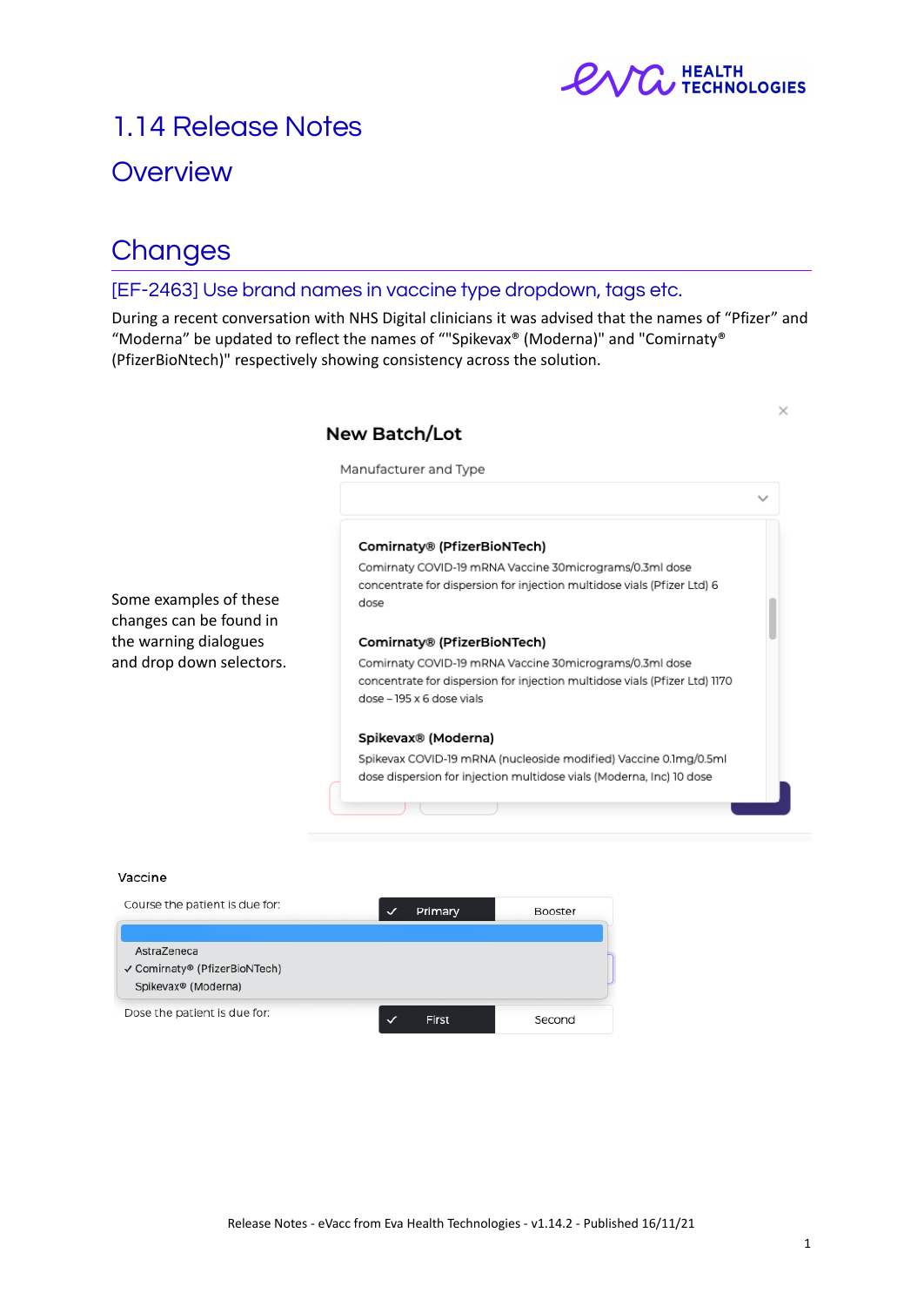# 1.14 Release Notes

## Overview

## Changes

### [EF-2463] Use brand names in vaccine type dropdown, tags etc.

During a recent conversation with NHS Digital clinicians it was advised that the names of "Pfizer" and "Moderna" be updated to reflect the names of ""Spikevax® (Moderna)" and "Comirnaty® (PfizerBioNtech)" respectively showing consistency across the solution.

Some examples of these changes can be found in the warning dialogues and drop down selectors.

New Batch/Lot

Manufacturer and Type

**Comirnaty® (PfizerBioNTech)**
Comirnaty COVID-19 mRNA Vaccine 30micrograms/0.3ml dose concentrate for dispersion for injection multidose vials (Pfizer Ltd) 6 dose

**Comirnaty® (PfizerBioNTech)**
Comirnaty COVID-19 mRNA Vaccine 30micrograms/0.3ml dose concentrate for dispersion for injection multidose vials (Pfizer Ltd) 1170 dose – 195 x 6 dose vials

**Spikevax® (Moderna)**
Spikevax COVID-19 mRNA (nucleoside modified) Vaccine 0.1mg/0.5ml dose dispersion for injection multidose vials (Moderna, Inc) 10 dose

Vaccine

Course the patient is due for: ✓ Primary | Booster

AstraZeneca
✓ Comirnaty® (PfizerBioNTech)
Spikevax® (Moderna)

Dose the patient is due for: ✓ First | Second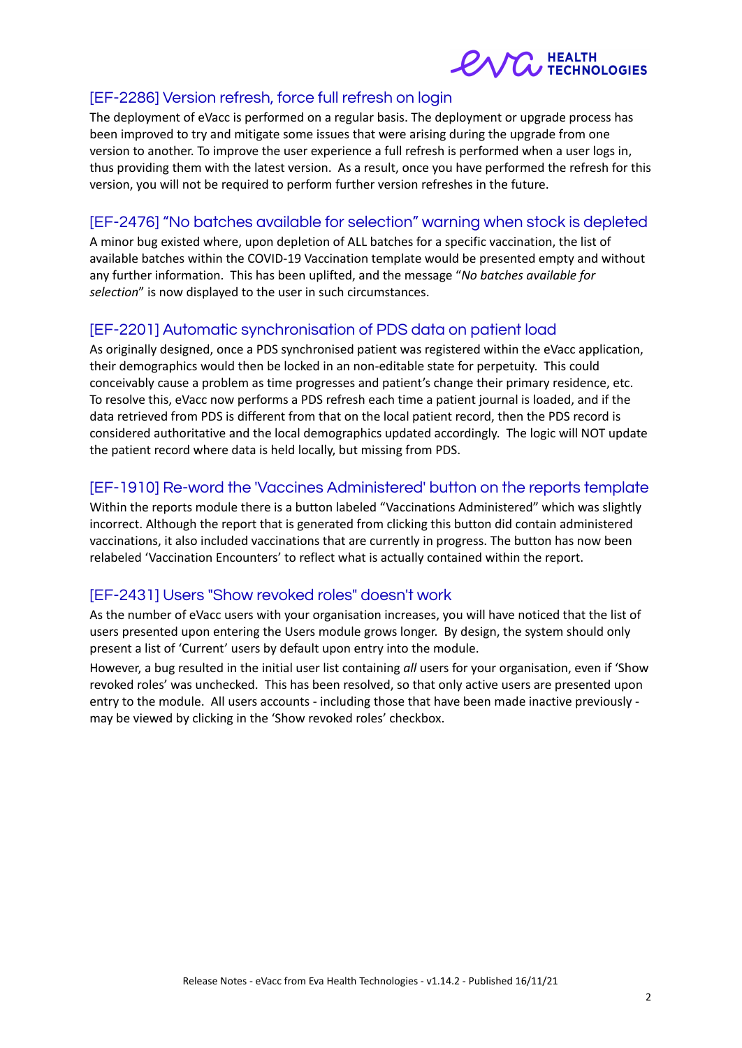## [EF-2286] Version refresh, force full refresh on login

The deployment of eVacc is performed on a regular basis. The deployment or upgrade process has been improved to try and mitigate some issues that were arising during the upgrade from one version to another. To improve the user experience a full refresh is performed when a user logs in, thus providing them with the latest version. As a result, once you have performed the refresh for this version, you will not be required to perform further version refreshes in the future.

## [EF-2476] "No batches available for selection" warning when stock is depleted

A minor bug existed where, upon depletion of ALL batches for a specific vaccination, the list of available batches within the COVID-19 Vaccination template would be presented empty and without any further information. This has been uplifted, and the message "*No batches available for selection*" is now displayed to the user in such circumstances.

## [EF-2201] Automatic synchronisation of PDS data on patient load

As originally designed, once a PDS synchronised patient was registered within the eVacc application, their demographics would then be locked in an non-editable state for perpetuity. This could conceivably cause a problem as time progresses and patient's change their primary residence, etc. To resolve this, eVacc now performs a PDS refresh each time a patient journal is loaded, and if the data retrieved from PDS is different from that on the local patient record, then the PDS record is considered authoritative and the local demographics updated accordingly. The logic will NOT update the patient record where data is held locally, but missing from PDS.

## [EF-1910] Re-word the 'Vaccines Administered' button on the reports template

Within the reports module there is a button labeled "Vaccinations Administered" which was slightly incorrect. Although the report that is generated from clicking this button did contain administered vaccinations, it also included vaccinations that are currently in progress. The button has now been relabeled 'Vaccination Encounters' to reflect what is actually contained within the report.

## [EF-2431] Users "Show revoked roles" doesn't work

As the number of eVacc users with your organisation increases, you will have noticed that the list of users presented upon entering the Users module grows longer. By design, the system should only present a list of 'Current' users by default upon entry into the module.

However, a bug resulted in the initial user list containing *all* users for your organisation, even if 'Show revoked roles' was unchecked. This has been resolved, so that only active users are presented upon entry to the module. All users accounts - including those that have been made inactive previously - may be viewed by clicking in the 'Show revoked roles' checkbox.